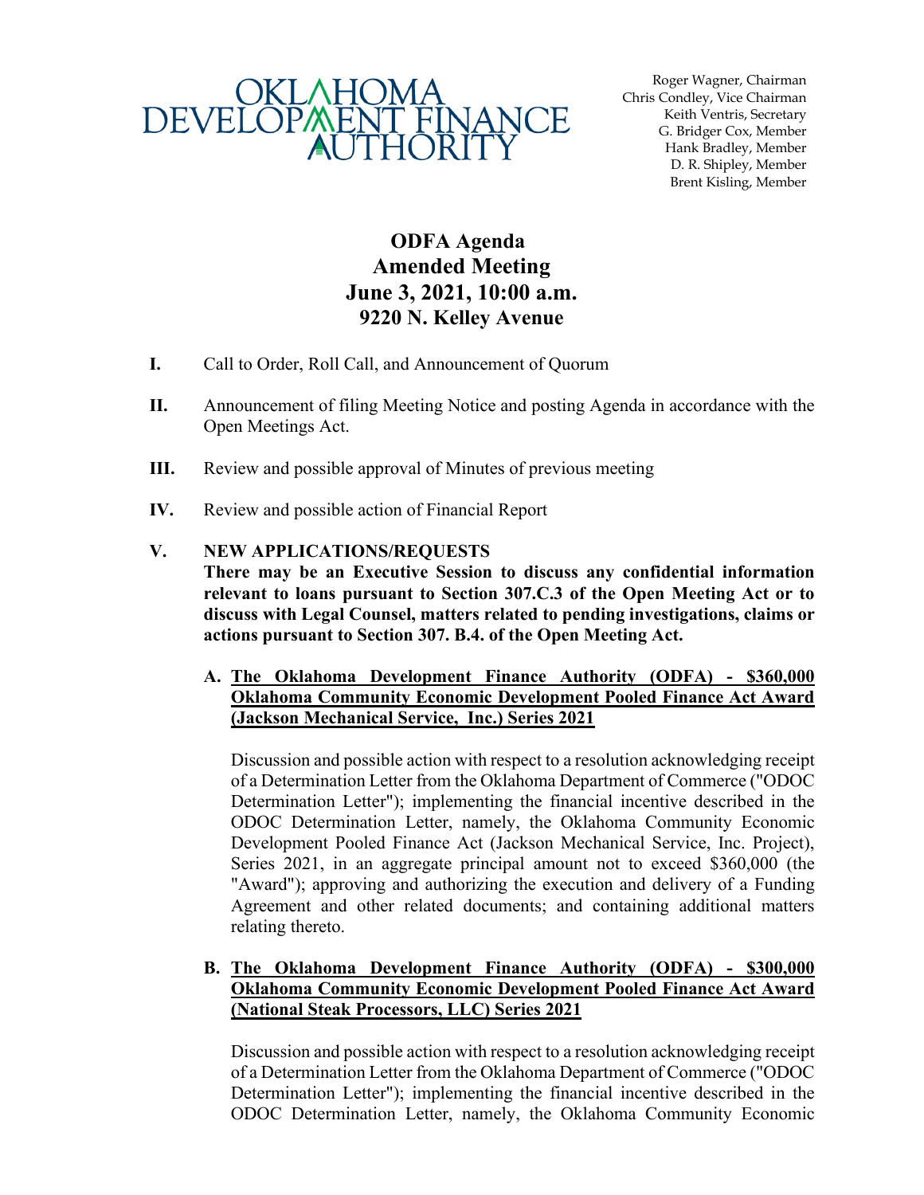OKLAHOMA DEVELOPMENT FINANCE AUTHORITY

Roger Wagner, Chairman
Chris Condley, Vice Chairman
Keith Ventris, Secretary
G. Bridger Cox, Member
Hank Bradley, Member
D. R. Shipley, Member
Brent Kisling, Member

# ODFA Agenda
# Amended Meeting
# June 3, 2021, 10:00 a.m.
# 9220 N. Kelley Avenue

**I.** Call to Order, Roll Call, and Announcement of Quorum

**II.** Announcement of filing Meeting Notice and posting Agenda in accordance with the Open Meetings Act.

**III.** Review and possible approval of Minutes of previous meeting

**IV.** Review and possible action of Financial Report

**V. NEW APPLICATIONS/REQUESTS**
**There may be an Executive Session to discuss any confidential information relevant to loans pursuant to Section 307.C.3 of the Open Meeting Act or to discuss with Legal Counsel, matters related to pending investigations, claims or actions pursuant to Section 307. B.4. of the Open Meeting Act.**

**A. <u>The Oklahoma Development Finance Authority (ODFA) - $360,000 Oklahoma Community Economic Development Pooled Finance Act Award (Jackson Mechanical Service, Inc.) Series 2021</u>**

Discussion and possible action with respect to a resolution acknowledging receipt of a Determination Letter from the Oklahoma Department of Commerce ("ODOC Determination Letter"); implementing the financial incentive described in the ODOC Determination Letter, namely, the Oklahoma Community Economic Development Pooled Finance Act (Jackson Mechanical Service, Inc. Project), Series 2021, in an aggregate principal amount not to exceed $360,000 (the "Award"); approving and authorizing the execution and delivery of a Funding Agreement and other related documents; and containing additional matters relating thereto.

**B. <u>The Oklahoma Development Finance Authority (ODFA) - $300,000 Oklahoma Community Economic Development Pooled Finance Act Award (National Steak Processors, LLC) Series 2021</u>**

Discussion and possible action with respect to a resolution acknowledging receipt of a Determination Letter from the Oklahoma Department of Commerce ("ODOC Determination Letter"); implementing the financial incentive described in the ODOC Determination Letter, namely, the Oklahoma Community Economic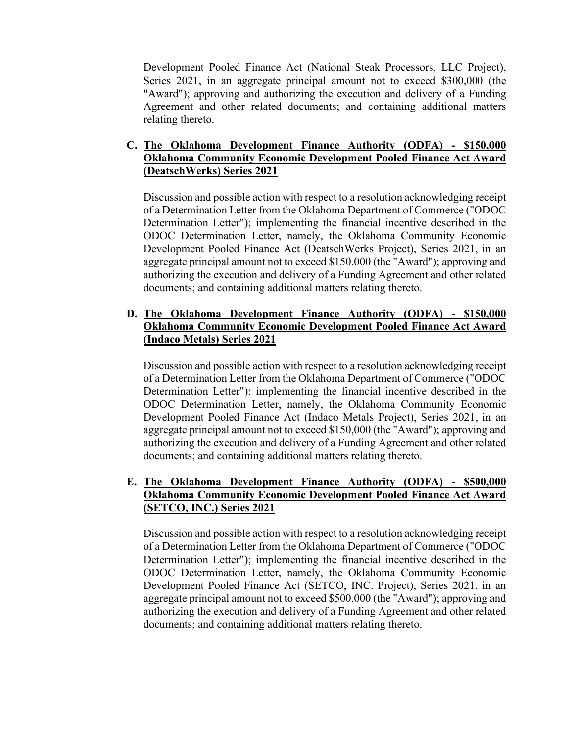Development Pooled Finance Act (National Steak Processors, LLC Project), Series 2021, in an aggregate principal amount not to exceed $300,000 (the "Award"); approving and authorizing the execution and delivery of a Funding Agreement and other related documents; and containing additional matters relating thereto.

**C. The Oklahoma Development Finance Authority (ODFA) - $150,000 Oklahoma Community Economic Development Pooled Finance Act Award (DeatschWerks) Series 2021**

Discussion and possible action with respect to a resolution acknowledging receipt of a Determination Letter from the Oklahoma Department of Commerce ("ODOC Determination Letter"); implementing the financial incentive described in the ODOC Determination Letter, namely, the Oklahoma Community Economic Development Pooled Finance Act (DeatschWerks Project), Series 2021, in an aggregate principal amount not to exceed $150,000 (the "Award"); approving and authorizing the execution and delivery of a Funding Agreement and other related documents; and containing additional matters relating thereto.

**D. The Oklahoma Development Finance Authority (ODFA) - $150,000 Oklahoma Community Economic Development Pooled Finance Act Award (Indaco Metals) Series 2021**

Discussion and possible action with respect to a resolution acknowledging receipt of a Determination Letter from the Oklahoma Department of Commerce ("ODOC Determination Letter"); implementing the financial incentive described in the ODOC Determination Letter, namely, the Oklahoma Community Economic Development Pooled Finance Act (Indaco Metals Project), Series 2021, in an aggregate principal amount not to exceed $150,000 (the "Award"); approving and authorizing the execution and delivery of a Funding Agreement and other related documents; and containing additional matters relating thereto.

**E. The Oklahoma Development Finance Authority (ODFA) - $500,000 Oklahoma Community Economic Development Pooled Finance Act Award (SETCO, INC.) Series 2021**

Discussion and possible action with respect to a resolution acknowledging receipt of a Determination Letter from the Oklahoma Department of Commerce ("ODOC Determination Letter"); implementing the financial incentive described in the ODOC Determination Letter, namely, the Oklahoma Community Economic Development Pooled Finance Act (SETCO, INC. Project), Series 2021, in an aggregate principal amount not to exceed $500,000 (the "Award"); approving and authorizing the execution and delivery of a Funding Agreement and other related documents; and containing additional matters relating thereto.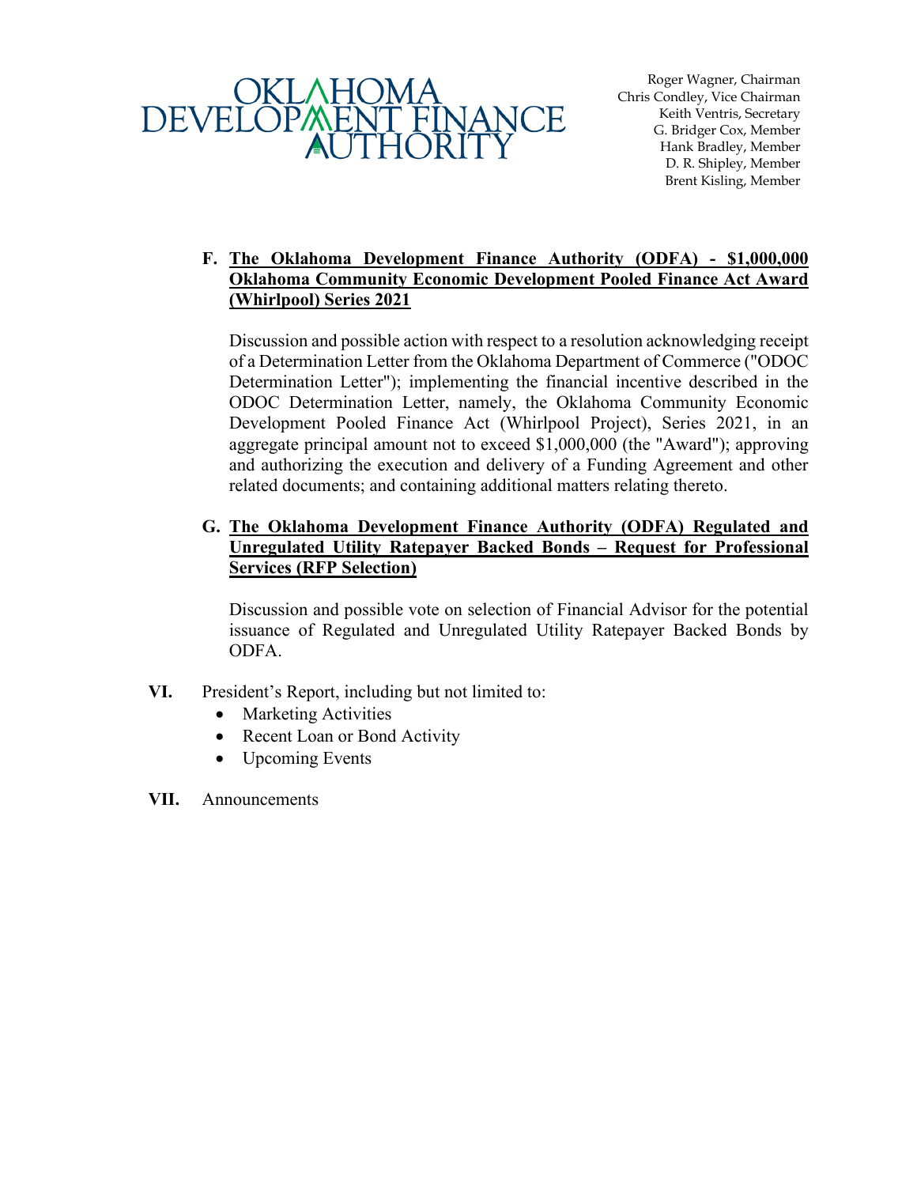Roger Wagner, Chairman
Chris Condley, Vice Chairman
Keith Ventris, Secretary
G. Bridger Cox, Member
Hank Bradley, Member
D. R. Shipley, Member
Brent Kisling, Member

**F. <u>The Oklahoma Development Finance Authority (ODFA) - $1,000,000 Oklahoma Community Economic Development Pooled Finance Act Award (Whirlpool) Series 2021</u>**

Discussion and possible action with respect to a resolution acknowledging receipt of a Determination Letter from the Oklahoma Department of Commerce ("ODOC Determination Letter"); implementing the financial incentive described in the ODOC Determination Letter, namely, the Oklahoma Community Economic Development Pooled Finance Act (Whirlpool Project), Series 2021, in an aggregate principal amount not to exceed $1,000,000 (the "Award"); approving and authorizing the execution and delivery of a Funding Agreement and other related documents; and containing additional matters relating thereto.

**G. <u>The Oklahoma Development Finance Authority (ODFA) Regulated and Unregulated Utility Ratepayer Backed Bonds – Request for Professional Services (RFP Selection)</u>**

Discussion and possible vote on selection of Financial Advisor for the potential issuance of Regulated and Unregulated Utility Ratepayer Backed Bonds by ODFA.

**VI.** President's Report, including but not limited to:

- Marketing Activities
- Recent Loan or Bond Activity
- Upcoming Events

**VII.** Announcements